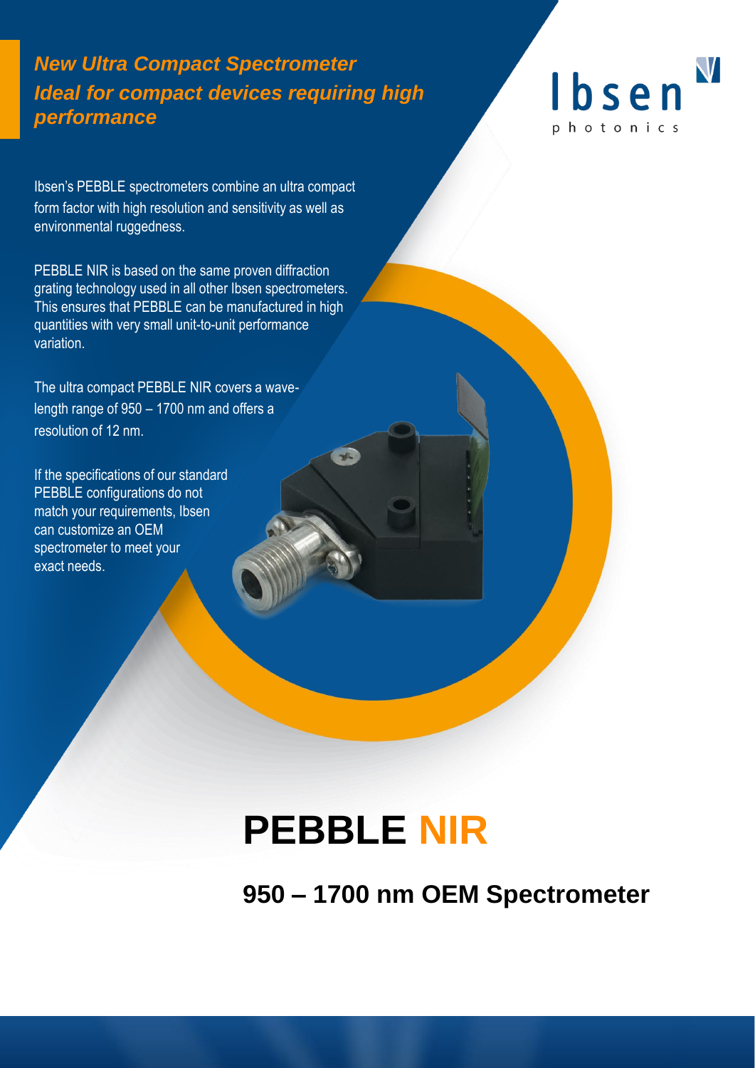*New Ultra Compact Spectrometer*
*Ideal for compact devices requiring high performance*

Ibsen photonics

Ibsen's PEBBLE spectrometers combine an ultra compact form factor with high resolution and sensitivity as well as environmental ruggedness.

PEBBLE NIR is based on the same proven diffraction grating technology used in all other Ibsen spectrometers. This ensures that PEBBLE can be manufactured in high quantities with very small unit-to-unit performance variation.

The ultra compact PEBBLE NIR covers a wave-length range of 950 – 1700 nm and offers a resolution of 12 nm.

If the specifications of our standard PEBBLE configurations do not match your requirements, Ibsen can customize an OEM spectrometer to meet your exact needs.

# PEBBLE NIR

## 950 – 1700 nm OEM Spectrometer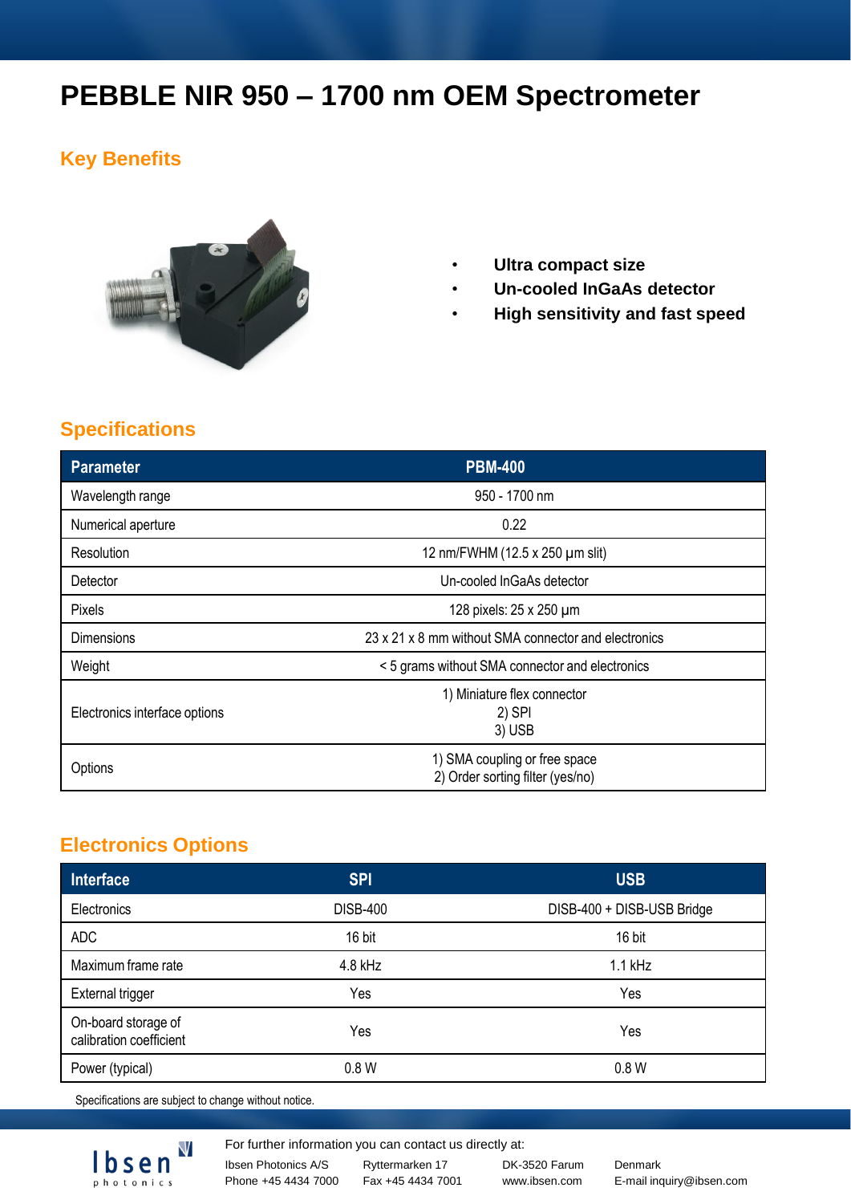# PEBBLE NIR 950 – 1700 nm OEM Spectrometer

## Key Benefits

- **Ultra compact size**
- **Un-cooled InGaAs detector**
- **High sensitivity and fast speed**

## Specifications

| Parameter | PBM-400 |
| --- | --- |
| Wavelength range | 950 - 1700 nm |
| Numerical aperture | 0.22 |
| Resolution | 12 nm/FWHM (12.5 x 250 µm slit) |
| Detector | Un-cooled InGaAs detector |
| Pixels | 128 pixels: 25 x 250 µm |
| Dimensions | 23 x 21 x 8 mm without SMA connector and electronics |
| Weight | < 5 grams without SMA connector and electronics |
| Electronics interface options | 1) Miniature flex connector<br>2) SPI<br>3) USB |
| Options | 1) SMA coupling or free space<br>2) Order sorting filter (yes/no) |

## Electronics Options

| Interface | SPI | USB |
| --- | --- | --- |
| Electronics | DISB-400 | DISB-400 + DISB-USB Bridge |
| ADC | 16 bit | 16 bit |
| Maximum frame rate | 4.8 kHz | 1.1 kHz |
| External trigger | Yes | Yes |
| On-board storage of calibration coefficient | Yes | Yes |
| Power (typical) | 0.8 W | 0.8 W |

Specifications are subject to change without notice.

Ibsen photonics

For further information you can contact us directly at:

Ibsen Photonics A/S Ryttermarken 17 DK-3520 Farum Denmark
Phone +45 4434 7000 Fax +45 4434 7001 www.ibsen.com E-mail inquiry@ibsen.com